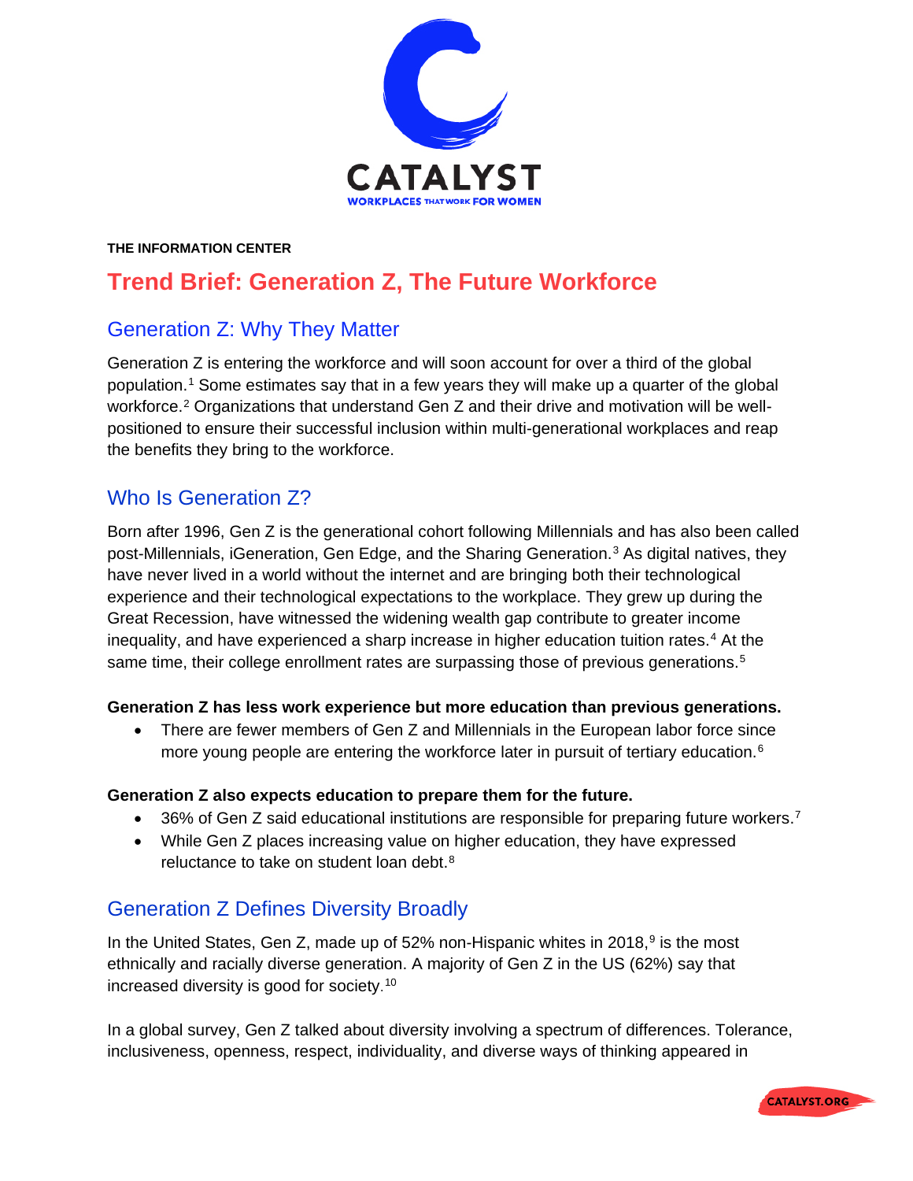THE INFORMATION CENTER

# Trend Brief: Generation Z, The Future Workforce

## Generation Z: Why They Matter

Generation Z is entering the workforce and will soon account for over a third of the global population.[1] Some estimates say that in a few years they will make up a quarter of the global workforce.[2] Organizations that understand Gen Z and their drive and motivation will be well-positioned to ensure their successful inclusion within multi-generational workplaces and reap the benefits they bring to the workforce.

## Who Is Generation Z?

Born after 1996, Gen Z is the generational cohort following Millennials and has also been called post-Millennials, iGeneration, Gen Edge, and the Sharing Generation.[3] As digital natives, they have never lived in a world without the internet and are bringing both their technological experience and their technological expectations to the workplace. They grew up during the Great Recession, have witnessed the widening wealth gap contribute to greater income inequality, and have experienced a sharp increase in higher education tuition rates.[4] At the same time, their college enrollment rates are surpassing those of previous generations.[5]

**Generation Z has less work experience but more education than previous generations.**

- There are fewer members of Gen Z and Millennials in the European labor force since more young people are entering the workforce later in pursuit of tertiary education.[6]

**Generation Z also expects education to prepare them for the future.**

- 36% of Gen Z said educational institutions are responsible for preparing future workers.[7]
- While Gen Z places increasing value on higher education, they have expressed reluctance to take on student loan debt.[8]

## Generation Z Defines Diversity Broadly

In the United States, Gen Z, made up of 52% non-Hispanic whites in 2018,[9] is the most ethnically and racially diverse generation. A majority of Gen Z in the US (62%) say that increased diversity is good for society.[10]

In a global survey, Gen Z talked about diversity involving a spectrum of differences. Tolerance, inclusiveness, openness, respect, individuality, and diverse ways of thinking appeared in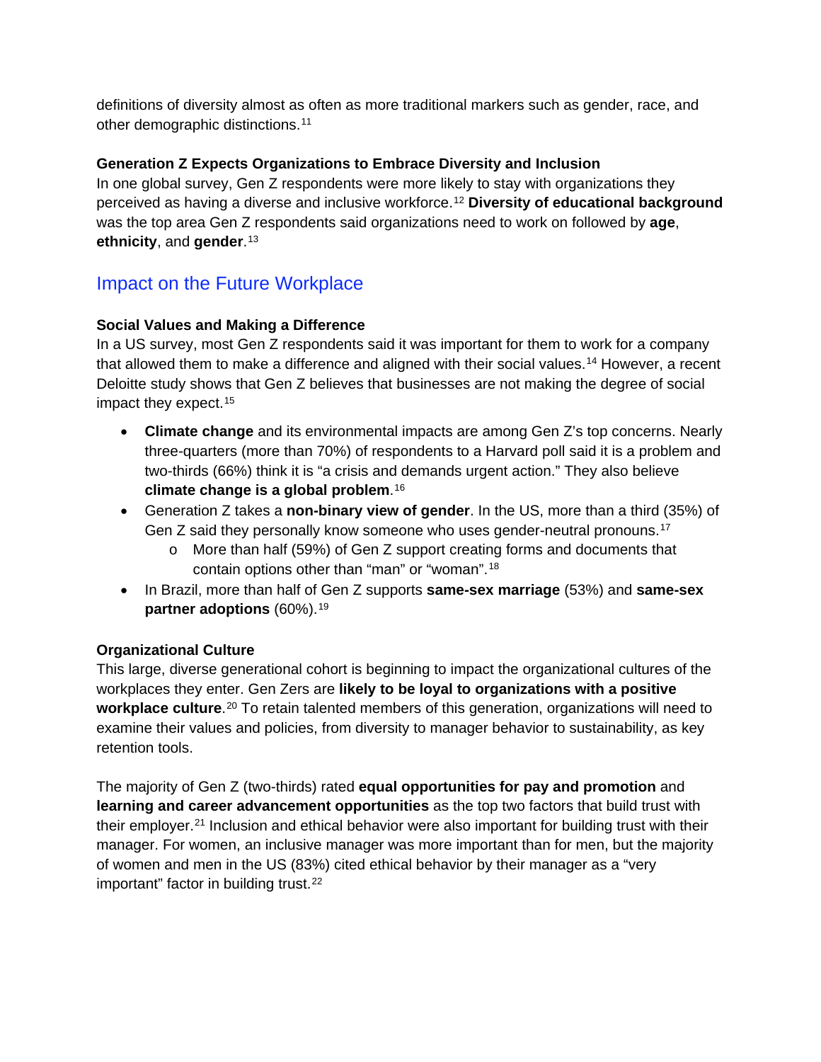definitions of diversity almost as often as more traditional markers such as gender, race, and other demographic distinctions.[11]

### Generation Z Expects Organizations to Embrace Diversity and Inclusion

In one global survey, Gen Z respondents were more likely to stay with organizations they perceived as having a diverse and inclusive workforce.[12] **Diversity of educational background** was the top area Gen Z respondents said organizations need to work on followed by **age**, **ethnicity**, and **gender**.[13]

## Impact on the Future Workplace

### Social Values and Making a Difference

In a US survey, most Gen Z respondents said it was important for them to work for a company that allowed them to make a difference and aligned with their social values.[14] However, a recent Deloitte study shows that Gen Z believes that businesses are not making the degree of social impact they expect.[15]

- **Climate change** and its environmental impacts are among Gen Z's top concerns. Nearly three-quarters (more than 70%) of respondents to a Harvard poll said it is a problem and two-thirds (66%) think it is "a crisis and demands urgent action." They also believe **climate change is a global problem**.[16]
- Generation Z takes a **non-binary view of gender**. In the US, more than a third (35%) of Gen Z said they personally know someone who uses gender-neutral pronouns.[17]
    - More than half (59%) of Gen Z support creating forms and documents that contain options other than "man" or "woman".[18]
- In Brazil, more than half of Gen Z supports **same-sex marriage** (53%) and **same-sex partner adoptions** (60%).[19]

### Organizational Culture

This large, diverse generational cohort is beginning to impact the organizational cultures of the workplaces they enter. Gen Zers are **likely to be loyal to organizations with a positive workplace culture**.[20] To retain talented members of this generation, organizations will need to examine their values and policies, from diversity to manager behavior to sustainability, as key retention tools.

The majority of Gen Z (two-thirds) rated **equal opportunities for pay and promotion** and **learning and career advancement opportunities** as the top two factors that build trust with their employer.[21] Inclusion and ethical behavior were also important for building trust with their manager. For women, an inclusive manager was more important than for men, but the majority of women and men in the US (83%) cited ethical behavior by their manager as a "very important" factor in building trust.[22]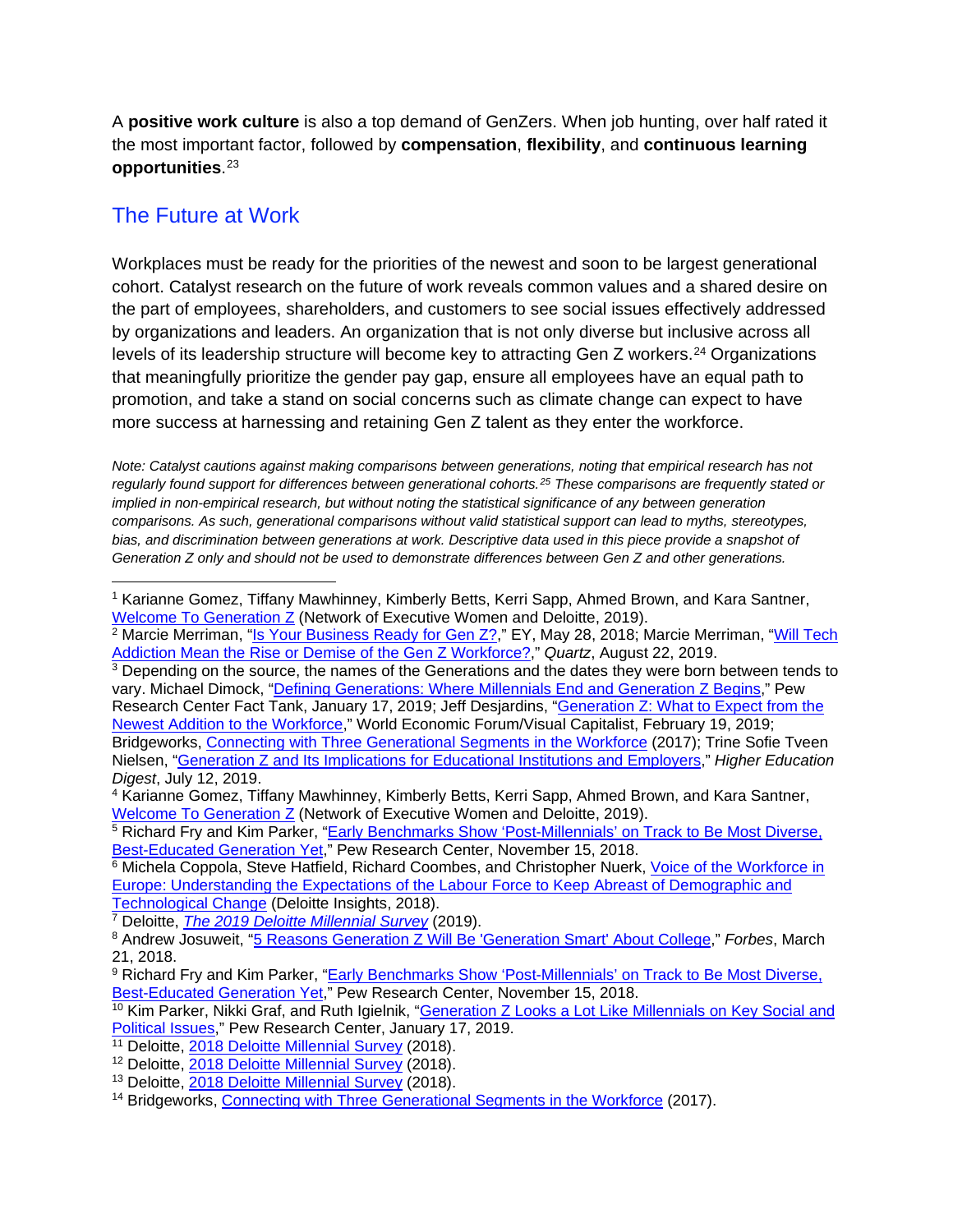A **positive work culture** is also a top demand of GenZers. When job hunting, over half rated it the most important factor, followed by **compensation**, **flexibility**, and **continuous learning opportunities**.[23]

## The Future at Work

Workplaces must be ready for the priorities of the newest and soon to be largest generational cohort. Catalyst research on the future of work reveals common values and a shared desire on the part of employees, shareholders, and customers to see social issues effectively addressed by organizations and leaders. An organization that is not only diverse but inclusive across all levels of its leadership structure will become key to attracting Gen Z workers.[24] Organizations that meaningfully prioritize the gender pay gap, ensure all employees have an equal path to promotion, and take a stand on social concerns such as climate change can expect to have more success at harnessing and retaining Gen Z talent as they enter the workforce.

*Note: Catalyst cautions against making comparisons between generations, noting that empirical research has not regularly found support for differences between generational cohorts.[25] These comparisons are frequently stated or implied in non-empirical research, but without noting the statistical significance of any between generation comparisons. As such, generational comparisons without valid statistical support can lead to myths, stereotypes, bias, and discrimination between generations at work. Descriptive data used in this piece provide a snapshot of Generation Z only and should not be used to demonstrate differences between Gen Z and other generations.*

---

[1] Karianne Gomez, Tiffany Mawhinney, Kimberly Betts, Kerri Sapp, Ahmed Brown, and Kara Santner, Welcome To Generation Z (Network of Executive Women and Deloitte, 2019).

[2] Marcie Merriman, "Is Your Business Ready for Gen Z?," EY, May 28, 2018; Marcie Merriman, "Will Tech Addiction Mean the Rise or Demise of the Gen Z Workforce?," *Quartz*, August 22, 2019.

[3] Depending on the source, the names of the Generations and the dates they were born between tends to vary. Michael Dimock, "Defining Generations: Where Millennials End and Generation Z Begins," Pew Research Center Fact Tank, January 17, 2019; Jeff Desjardins, "Generation Z: What to Expect from the Newest Addition to the Workforce," World Economic Forum/Visual Capitalist, February 19, 2019; Bridgeworks, Connecting with Three Generational Segments in the Workforce (2017); Trine Sofie Tveen Nielsen, "Generation Z and Its Implications for Educational Institutions and Employers," *Higher Education Digest*, July 12, 2019.

[4] Karianne Gomez, Tiffany Mawhinney, Kimberly Betts, Kerri Sapp, Ahmed Brown, and Kara Santner, Welcome To Generation Z (Network of Executive Women and Deloitte, 2019).

[5] Richard Fry and Kim Parker, "Early Benchmarks Show 'Post-Millennials' on Track to Be Most Diverse, Best-Educated Generation Yet," Pew Research Center, November 15, 2018.

[6] Michela Coppola, Steve Hatfield, Richard Coombes, and Christopher Nuerk, Voice of the Workforce in Europe: Understanding the Expectations of the Labour Force to Keep Abreast of Demographic and Technological Change (Deloitte Insights, 2018).

[7] Deloitte, *The 2019 Deloitte Millennial Survey* (2019).

[8] Andrew Josuweit, "5 Reasons Generation Z Will Be 'Generation Smart' About College," *Forbes*, March 21, 2018.

[9] Richard Fry and Kim Parker, "Early Benchmarks Show 'Post-Millennials' on Track to Be Most Diverse, Best-Educated Generation Yet," Pew Research Center, November 15, 2018.

[10] Kim Parker, Nikki Graf, and Ruth Igielnik, "Generation Z Looks a Lot Like Millennials on Key Social and Political Issues," Pew Research Center, January 17, 2019.

[11] Deloitte, 2018 Deloitte Millennial Survey (2018).

[12] Deloitte, 2018 Deloitte Millennial Survey (2018).

[13] Deloitte, 2018 Deloitte Millennial Survey (2018).

[14] Bridgeworks, Connecting with Three Generational Segments in the Workforce (2017).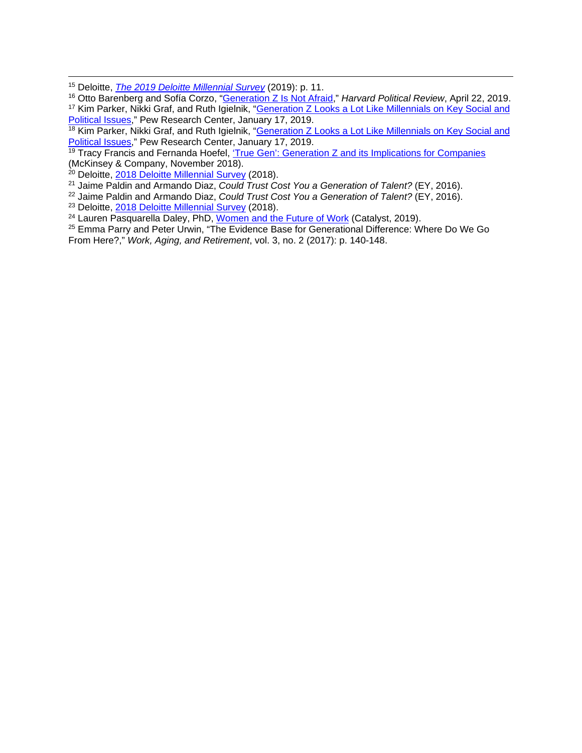[15] Deloitte, *The 2019 Deloitte Millennial Survey* (2019): p. 11.

[16] Otto Barenberg and Sofía Corzo, "Generation Z Is Not Afraid," *Harvard Political Review*, April 22, 2019.

[17] Kim Parker, Nikki Graf, and Ruth Igielnik, "Generation Z Looks a Lot Like Millennials on Key Social and Political Issues," Pew Research Center, January 17, 2019.

[18] Kim Parker, Nikki Graf, and Ruth Igielnik, "Generation Z Looks a Lot Like Millennials on Key Social and Political Issues," Pew Research Center, January 17, 2019.

[19] Tracy Francis and Fernanda Hoefel, 'True Gen': Generation Z and its Implications for Companies (McKinsey & Company, November 2018).

[20] Deloitte, 2018 Deloitte Millennial Survey (2018).

[21] Jaime Paldin and Armando Diaz, *Could Trust Cost You a Generation of Talent?* (EY, 2016).

[22] Jaime Paldin and Armando Diaz, *Could Trust Cost You a Generation of Talent?* (EY, 2016).

[23] Deloitte, 2018 Deloitte Millennial Survey (2018).

[24] Lauren Pasquarella Daley, PhD, Women and the Future of Work (Catalyst, 2019).

[25] Emma Parry and Peter Urwin, "The Evidence Base for Generational Difference: Where Do We Go From Here?," *Work, Aging, and Retirement*, vol. 3, no. 2 (2017): p. 140-148.